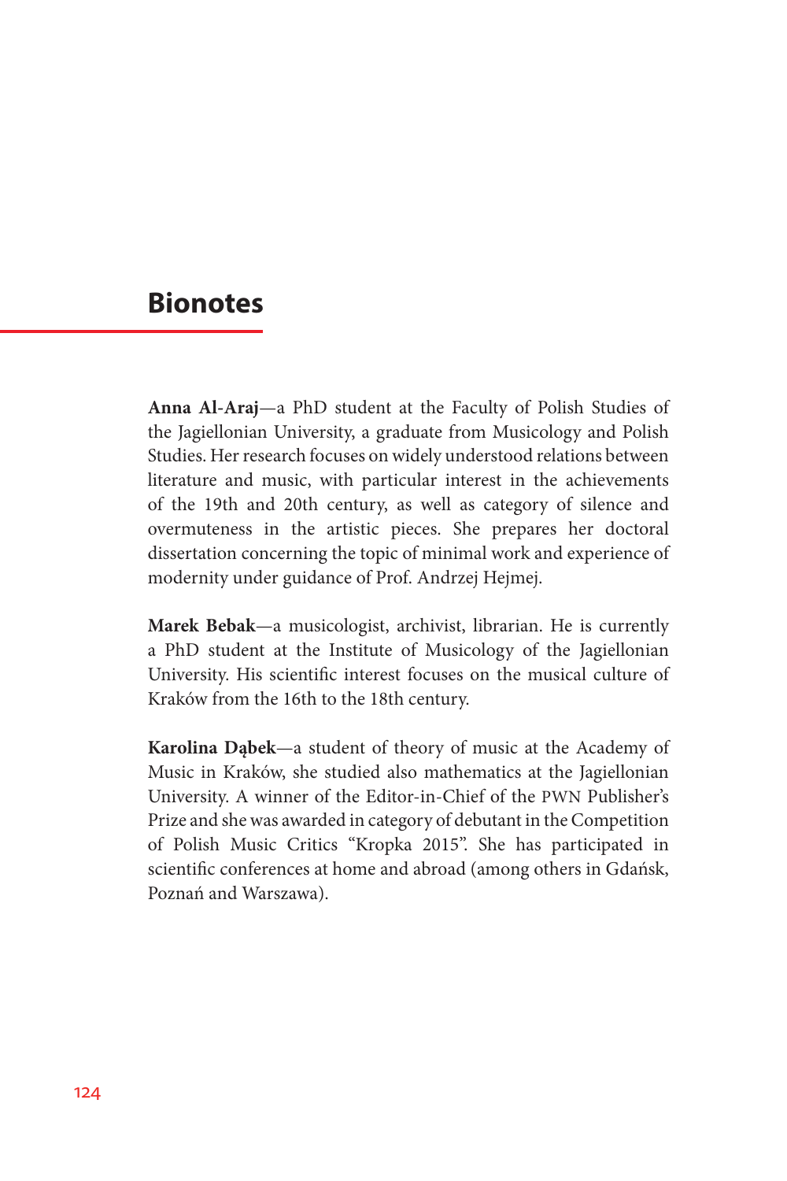# Bionotes

**Anna Al-Araj**—a PhD student at the Faculty of Polish Studies of the Jagiellonian University, a graduate from Musicology and Polish Studies. Her research focuses on widely understood relations between literature and music, with particular interest in the achievements of the 19th and 20th century, as well as category of silence and overmuteness in the artistic pieces. She prepares her doctoral dissertation concerning the topic of minimal work and experience of modernity under guidance of Prof. Andrzej Hejmej.

**Marek Bebak**—a musicologist, archivist, librarian. He is currently a PhD student at the Institute of Musicology of the Jagiellonian University. His scientific interest focuses on the musical culture of Kraków from the 16th to the 18th century.

**Karolina Dąbek**—a student of theory of music at the Academy of Music in Kraków, she studied also mathematics at the Jagiellonian University. A winner of the Editor-in-Chief of the PWN Publisher's Prize and she was awarded in category of debutant in the Competition of Polish Music Critics "Kropka 2015". She has participated in scientific conferences at home and abroad (among others in Gdańsk, Poznań and Warszawa).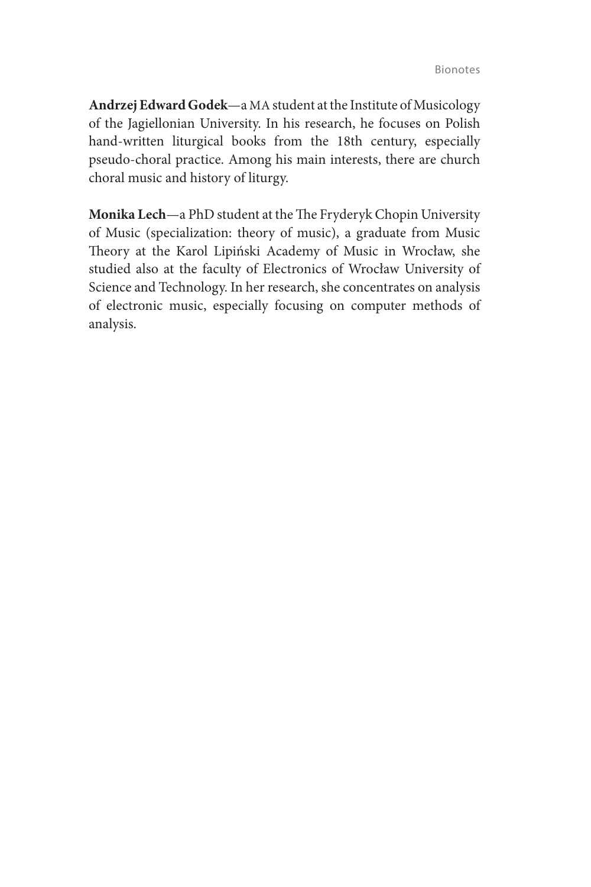**Andrzej Edward Godek**—a MA student at the Institute of Musicology of the Jagiellonian University. In his research, he focuses on Polish hand-written liturgical books from the 18th century, especially pseudo-choral practice. Among his main interests, there are church choral music and history of liturgy.

**Monika Lech**—a PhD student at the The Fryderyk Chopin University of Music (specialization: theory of music), a graduate from Music Theory at the Karol Lipiński Academy of Music in Wrocław, she studied also at the faculty of Electronics of Wrocław University of Science and Technology. In her research, she concentrates on analysis of electronic music, especially focusing on computer methods of analysis.